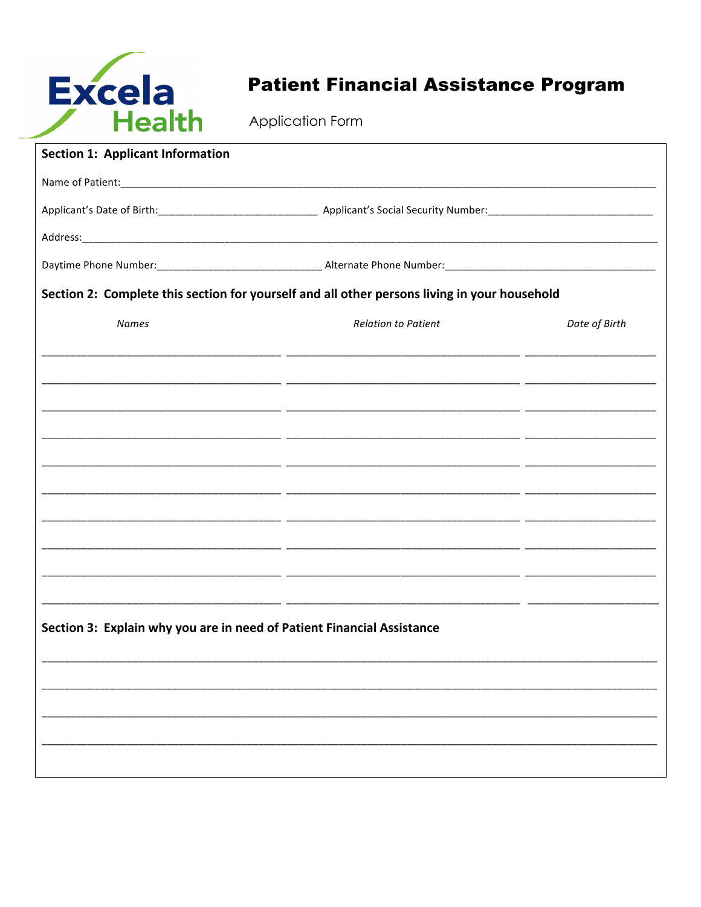Excela Health

# Patient Financial Assistance Program

Application Form

## Section 1: Applicant Information

Name of Patient:_______________________________________________

Applicant's Date of Birth:___________________________ Applicant's Social Security Number:_____________________________

Address:_______________________________________________

Daytime Phone Number:_____________________________ Alternate Phone Number:_____________________________________

## Section 2: Complete this section for yourself and all other persons living in your household

| *Names* | *Relation to Patient* | *Date of Birth* |
|---|---|---|
| | | |
| | | |
| | | |
| | | |
| | | |
| | | |
| | | |
| | | |
| | | |
| | | |

## Section 3: Explain why you are in need of Patient Financial Assistance

_______________________________________________

_______________________________________________

_______________________________________________

_______________________________________________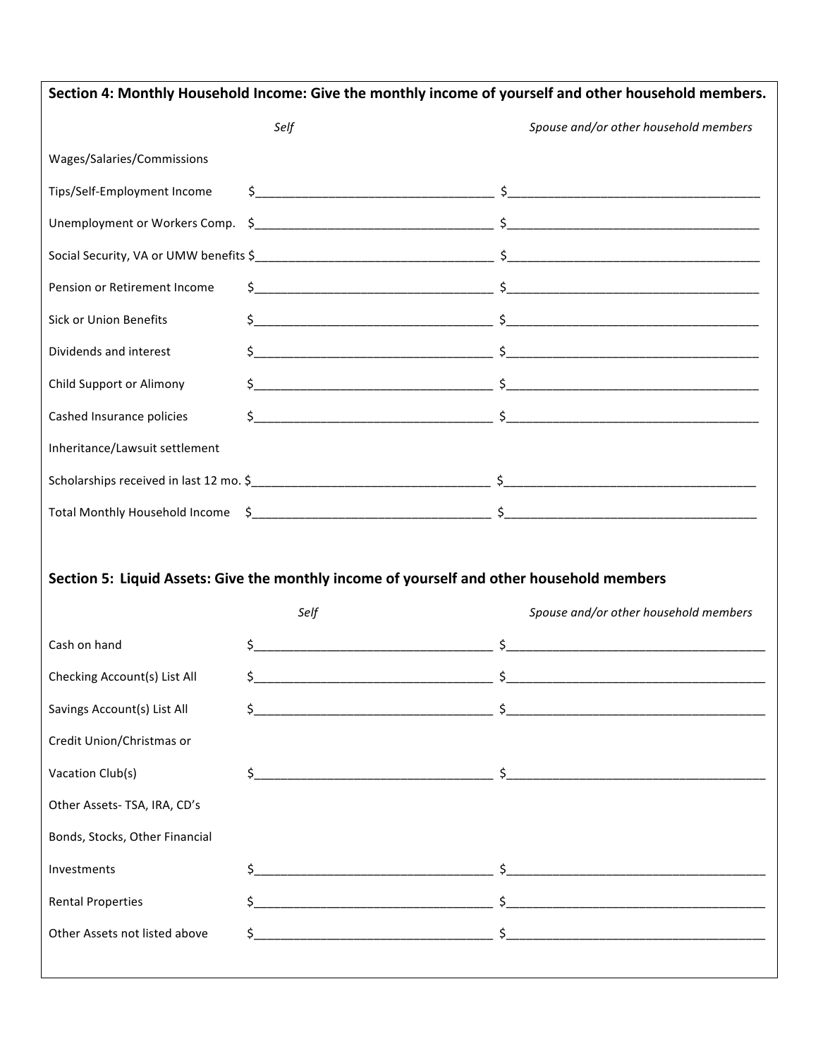## Section 4: Monthly Household Income: Give the monthly income of yourself and other household members.

| | *Self* | *Spouse and/or other household members* |
|---|---|---|
| Wages/Salaries/Commissions | | |
| Tips/Self-Employment Income | $____________ | $____________ |
| Unemployment or Workers Comp. | $____________ | $____________ |
| Social Security, VA or UMW benefits | $____________ | $____________ |
| Pension or Retirement Income | $____________ | $____________ |
| Sick or Union Benefits | $____________ | $____________ |
| Dividends and interest | $____________ | $____________ |
| Child Support or Alimony | $____________ | $____________ |
| Cashed Insurance policies | $____________ | $____________ |
| Inheritance/Lawsuit settlement | | |
| Scholarships received in last 12 mo. | $____________ | $____________ |
| Total Monthly Household Income | $____________ | $____________ |

## Section 5: Liquid Assets: Give the monthly income of yourself and other household members

| | *Self* | *Spouse and/or other household members* |
|---|---|---|
| Cash on hand | $____________ | $____________ |
| Checking Account(s) List All | $____________ | $____________ |
| Savings Account(s) List All | $____________ | $____________ |
| Credit Union/Christmas or Vacation Club(s) | $____________ | $____________ |
| Other Assets- TSA, IRA, CD's Bonds, Stocks, Other Financial Investments | $____________ | $____________ |
| Rental Properties | $____________ | $____________ |
| Other Assets not listed above | $____________ | $____________ |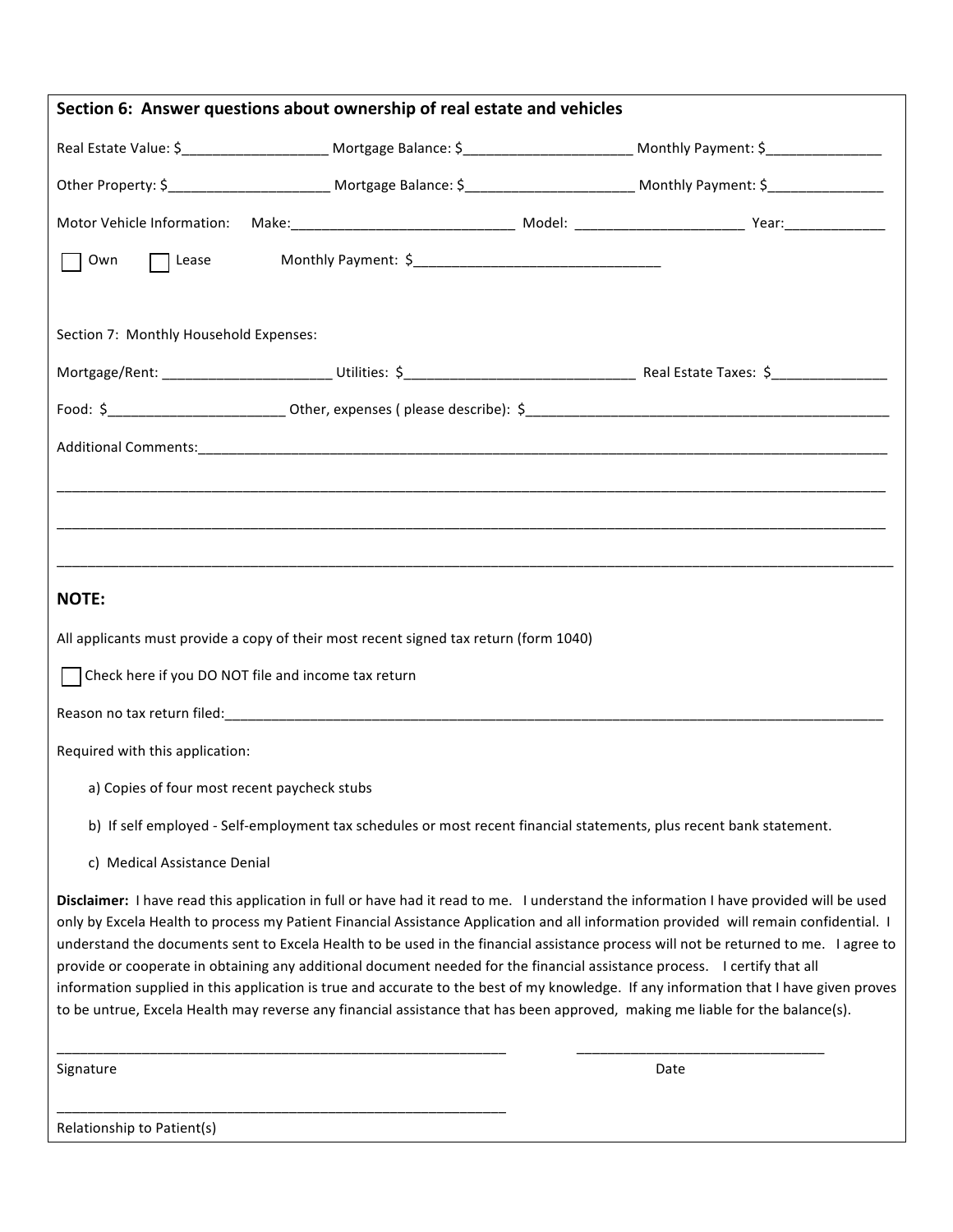## Section 6: Answer questions about ownership of real estate and vehicles

Real Estate Value: $__________________ Mortgage Balance: $_____________________ Monthly Payment: $______________

Other Property: $____________________ Mortgage Balance: $_____________________ Monthly Payment: $_______________

Motor Vehicle Information: Make:_____________________________ Model: _____________________ Year:_____________

☐ Own ☐ Lease Monthly Payment: $______________________________

Section 7: Monthly Household Expenses:

Mortgage/Rent: _____________________ Utilities: $_____________________________ Real Estate Taxes: $______________

Food: $______________________ Other, expenses ( please describe): $_______________________________________________

Additional Comments:_____________________________________________________________________________________

______________________________________________________________________________________________________

______________________________________________________________________________________________________

______________________________________________________________________________________________________

**NOTE:**

All applicants must provide a copy of their most recent signed tax return (form 1040)

☐ Check here if you DO NOT file and income tax return

Reason no tax return filed:_________________________________________________________________________________

Required with this application:

a) Copies of four most recent paycheck stubs

b) If self employed - Self-employment tax schedules or most recent financial statements, plus recent bank statement.

c) Medical Assistance Denial

**Disclaimer:** I have read this application in full or have had it read to me. I understand the information I have provided will be used only by Excela Health to process my Patient Financial Assistance Application and all information provided will remain confidential. I understand the documents sent to Excela Health to be used in the financial assistance process will not be returned to me. I agree to provide or cooperate in obtaining any additional document needed for the financial assistance process. I certify that all information supplied in this application is true and accurate to the best of my knowledge. If any information that I have given proves to be untrue, Excela Health may reverse any financial assistance that has been approved, making me liable for the balance(s).

_____________________________________________________________ ________________________________

Signature Date

_____________________________________________________________

Relationship to Patient(s)